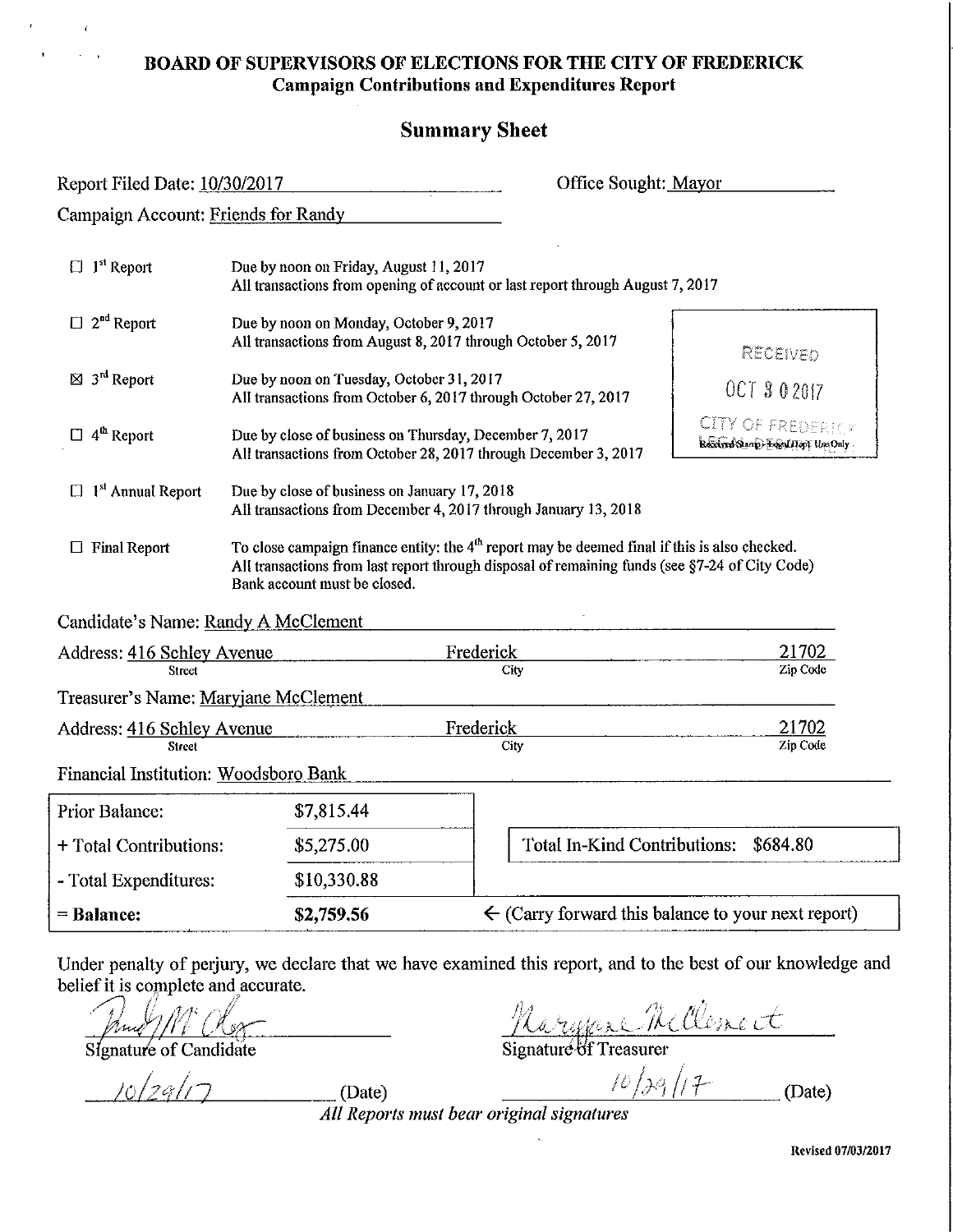# BOARD OF SUPERVISORS OF ELECTIONS FOR THE CITY OF FREDERICK
## Campaign Contributions and Expenditures Report

## Summary Sheet

Report Filed Date: 10/30/2017 Office Sought: Mayor

Campaign Account: Friends for Randy

| | |
|---|---|
| ☐ 1st Report | Due by noon on Friday, August 11, 2017<br>All transactions from opening of account or last report through August 7, 2017 |
| ☐ 2nd Report | Due by noon on Monday, October 9, 2017<br>All transactions from August 8, 2017 through October 5, 2017 |
| ☒ 3rd Report | Due by noon on Tuesday, October 31, 2017<br>All transactions from October 6, 2017 through October 27, 2017 |
| ☐ 4th Report | Due by close of business on Thursday, December 7, 2017<br>All transactions from October 28, 2017 through December 3, 2017 |
| ☐ 1st Annual Report | Due by close of business on January 17, 2018<br>All transactions from December 4, 2017 through January 13, 2018 |
| ☐ Final Report | To close campaign finance entity: the 4th report may be deemed final if this is also checked.<br>All transactions from last report through disposal of remaining funds (see §7-24 of City Code)<br>Bank account must be closed. |

RECEIVED
OCT 30 2017
CITY OF FREDERICK
Received Stamp - Legal Dept Use Only

Candidate's Name: Randy A McClement

Address: 416 Schley Avenue (Street) Frederick (City) 21702 (Zip Code)

Treasurer's Name: Maryjane McClement

Address: 416 Schley Avenue (Street) Frederick (City) 21702 (Zip Code)

Financial Institution: Woodsboro Bank

| | |
|---|---|
| Prior Balance: | $7,815.44 |
| + Total Contributions: | $5,275.00 |
| - Total Expenditures: | $10,330.88 |
| **= Balance:** | **$2,759.56** |

Total In-Kind Contributions: $684.80

← (Carry forward this balance to your next report)

Under penalty of perjury, we declare that we have examined this report, and to the best of our knowledge and belief it is complete and accurate.

Signature of Candidate: [signature] Date: 10/29/17

Signature of Treasurer: [signature] Date: 10/29/17

*All Reports must bear original signatures*

Revised 07/03/2017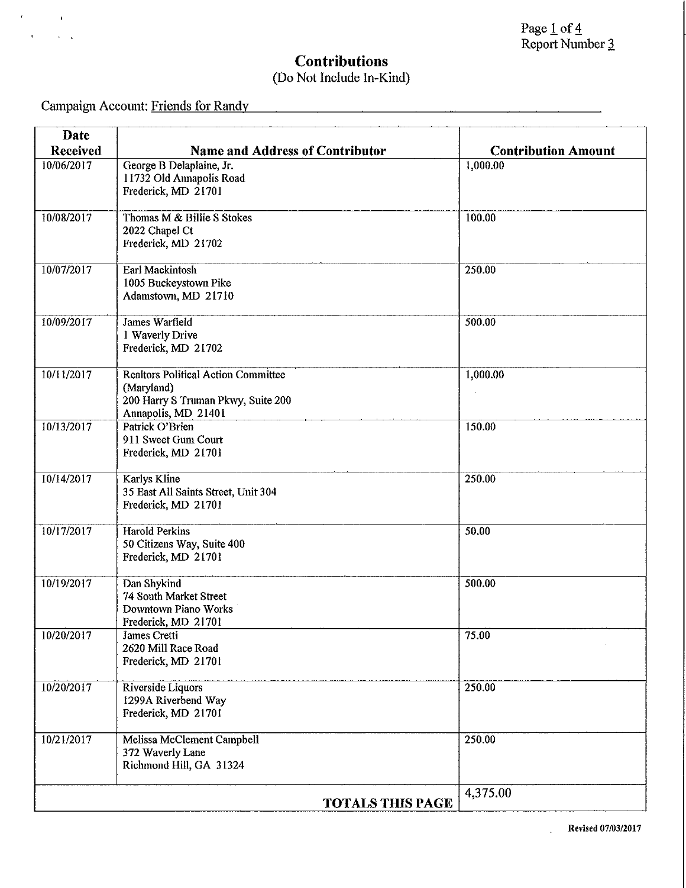## Contributions

(Do Not Include In-Kind)

Campaign Account: Friends for Randy

| Date Received | Name and Address of Contributor | Contribution Amount |
|---|---|---|
| 10/06/2017 | George B Delaplaine, Jr.<br>11732 Old Annapolis Road<br>Frederick, MD 21701 | 1,000.00 |
| 10/08/2017 | Thomas M & Billie S Stokes<br>2022 Chapel Ct<br>Frederick, MD 21702 | 100.00 |
| 10/07/2017 | Earl Mackintosh<br>1005 Buckeystown Pike<br>Adamstown, MD 21710 | 250.00 |
| 10/09/2017 | James Warfield<br>1 Waverly Drive<br>Frederick, MD 21702 | 500.00 |
| 10/11/2017 | Realtors Political Action Committee<br>(Maryland)<br>200 Harry S Truman Pkwy, Suite 200<br>Annapolis, MD 21401 | 1,000.00 |
| 10/13/2017 | Patrick O'Brien<br>911 Sweet Gum Court<br>Frederick, MD 21701 | 150.00 |
| 10/14/2017 | Karlys Kline<br>35 East All Saints Street, Unit 304<br>Frederick, MD 21701 | 250.00 |
| 10/17/2017 | Harold Perkins<br>50 Citizens Way, Suite 400<br>Frederick, MD 21701 | 50.00 |
| 10/19/2017 | Dan Shykind<br>74 South Market Street<br>Downtown Piano Works<br>Frederick, MD 21701 | 500.00 |
| 10/20/2017 | James Cretti<br>2620 Mill Race Road<br>Frederick, MD 21701 | 75.00 |
| 10/20/2017 | Riverside Liquors<br>1299A Riverbend Way<br>Frederick, MD 21701 | 250.00 |
| 10/21/2017 | Melissa McClement Campbell<br>372 Waverly Lane<br>Richmond Hill, GA 31324 | 250.00 |
| | **TOTALS THIS PAGE** | 4,375.00 |

Revised 07/03/2017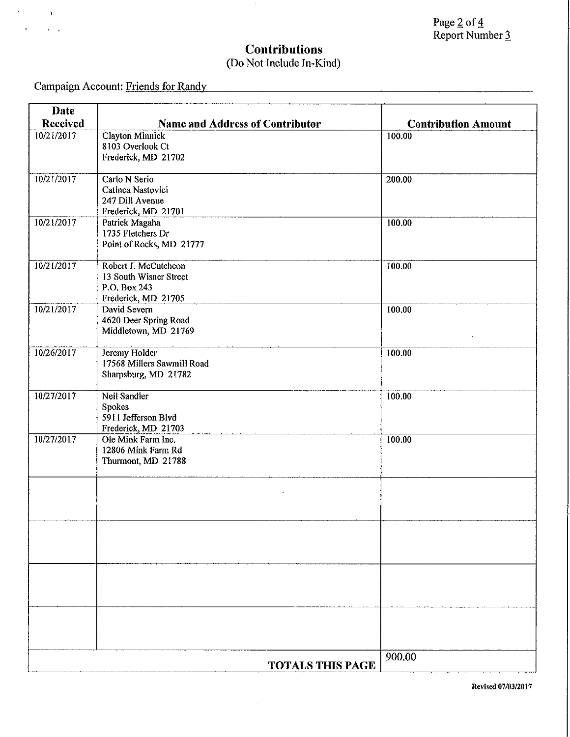## Contributions
(Do Not Include In-Kind)

Campaign Account: Friends for Randy

| Date Received | Name and Address of Contributor | Contribution Amount |
|---|---|---|
| 10/21/2017 | Clayton Minnick<br>8103 Overlook Ct<br>Frederick, MD 21702 | 100.00 |
| 10/21/2017 | Carlo N Serio<br>Catinca Nastovici<br>247 Dill Avenue<br>Frederick, MD 21701 | 200.00 |
| 10/21/2017 | Patrick Magaha<br>1735 Fletchers Dr<br>Point of Rocks, MD 21777 | 100.00 |
| 10/21/2017 | Robert J. McCutcheon<br>13 South Wisner Street<br>P.O. Box 243<br>Frederick, MD 21705 | 100.00 |
| 10/21/2017 | David Severn<br>4620 Deer Spring Road<br>Middletown, MD 21769 | 100.00 |
| 10/26/2017 | Jeremy Holder<br>17568 Millers Sawmill Road<br>Sharpsburg, MD 21782 | 100.00 |
| 10/27/2017 | Neil Sandler<br>Spokes<br>5911 Jefferson Blvd<br>Frederick, MD 21703 | 100.00 |
| 10/27/2017 | Ole Mink Farm Inc.<br>12806 Mink Farm Rd<br>Thurmont, MD 21788 | 100.00 |
| | | |
| | | |
| | | |
| | | |
| | **TOTALS THIS PAGE** | 900.00 |

Revised 07/03/2017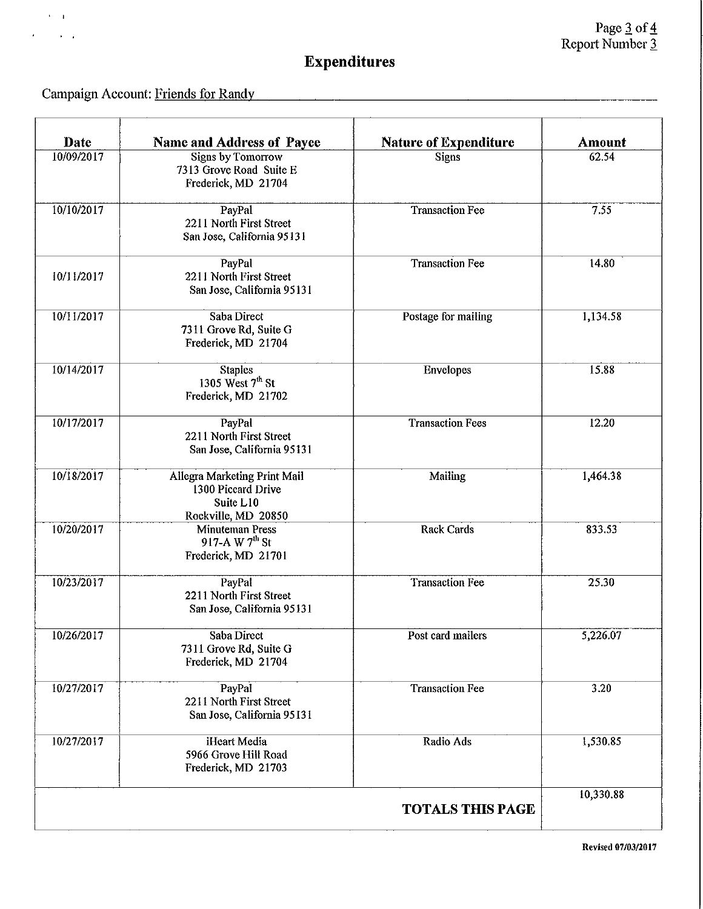# Expenditures

Campaign Account: Friends for Randy

| Date | Name and Address of Payee | Nature of Expenditure | Amount |
|---|---|---|---|
| 10/09/2017 | Signs by Tomorrow<br>7313 Grove Road Suite E<br>Frederick, MD 21704 | Signs | 62.54 |
| 10/10/2017 | PayPal<br>2211 North First Street<br>San Jose, California 95131 | Transaction Fee | 7.55 |
| 10/11/2017 | PayPal<br>2211 North First Street<br>San Jose, California 95131 | Transaction Fee | 14.80 |
| 10/11/2017 | Saba Direct<br>7311 Grove Rd, Suite G<br>Frederick, MD 21704 | Postage for mailing | 1,134.58 |
| 10/14/2017 | Staples<br>1305 West 7th St<br>Frederick, MD 21702 | Envelopes | 15.88 |
| 10/17/2017 | PayPal<br>2211 North First Street<br>San Jose, California 95131 | Transaction Fees | 12.20 |
| 10/18/2017 | Allegra Marketing Print Mail<br>1300 Piccard Drive<br>Suite L10<br>Rockville, MD 20850 | Mailing | 1,464.38 |
| 10/20/2017 | Minuteman Press<br>917-A W 7th St<br>Frederick, MD 21701 | Rack Cards | 833.53 |
| 10/23/2017 | PayPal<br>2211 North First Street<br>San Jose, California 95131 | Transaction Fee | 25.30 |
| 10/26/2017 | Saba Direct<br>7311 Grove Rd, Suite G<br>Frederick, MD 21704 | Post card mailers | 5,226.07 |
| 10/27/2017 | PayPal<br>2211 North First Street<br>San Jose, California 95131 | Transaction Fee | 3.20 |
| 10/27/2017 | iHeart Media<br>5966 Grove Hill Road<br>Frederick, MD 21703 | Radio Ads | 1,530.85 |
| | | **TOTALS THIS PAGE** | 10,330.88 |

Revised 07/03/2017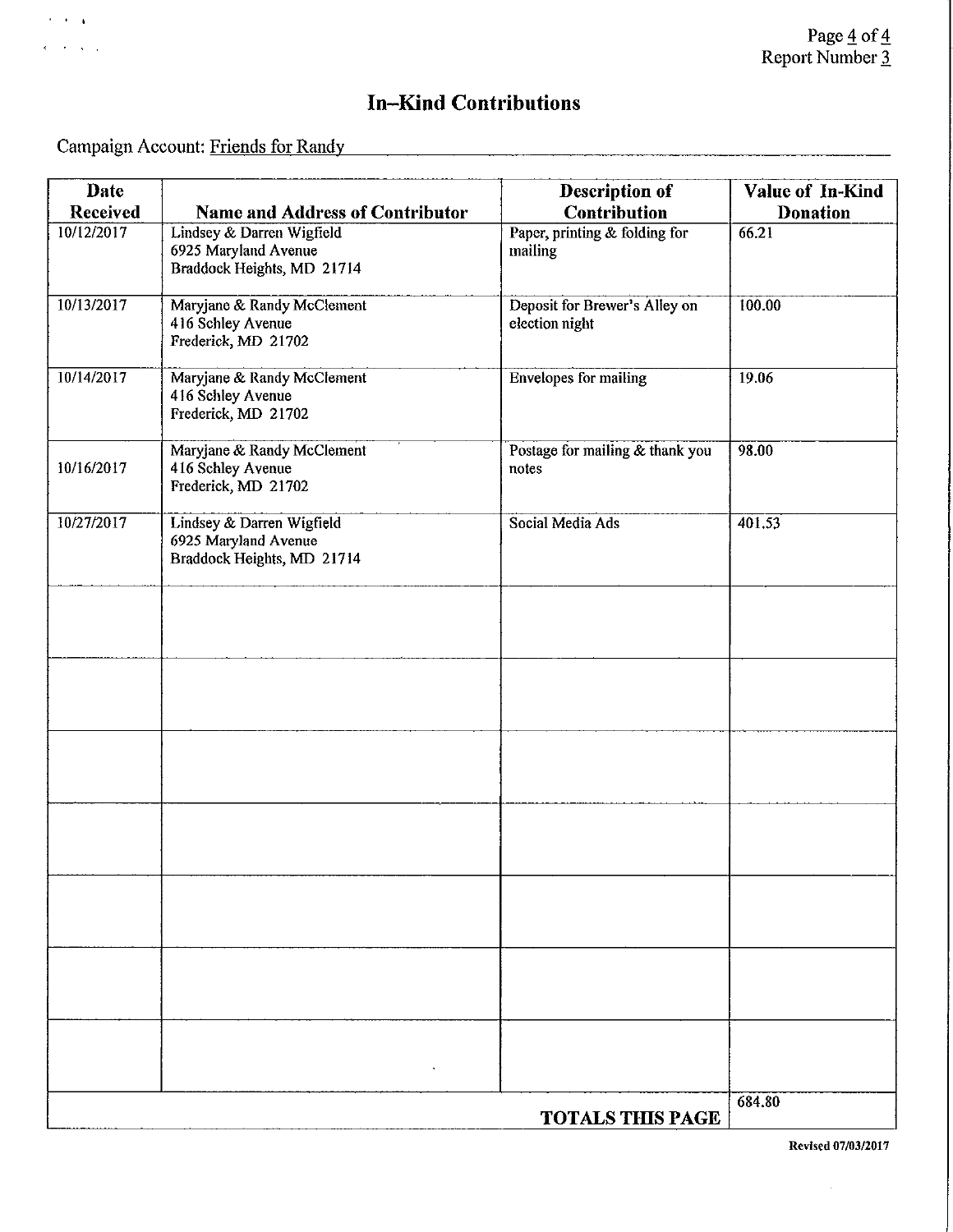# In–Kind Contributions

Campaign Account: Friends for Randy

| Date Received | Name and Address of Contributor | Description of Contribution | Value of In-Kind Donation |
|---|---|---|---|
| 10/12/2017 | Lindsey & Darren Wigfield<br>6925 Maryland Avenue<br>Braddock Heights, MD 21714 | Paper, printing & folding for mailing | 66.21 |
| 10/13/2017 | Maryjane & Randy McClement<br>416 Schley Avenue<br>Frederick, MD 21702 | Deposit for Brewer's Alley on election night | 100.00 |
| 10/14/2017 | Maryjane & Randy McClement<br>416 Schley Avenue<br>Frederick, MD 21702 | Envelopes for mailing | 19.06 |
| 10/16/2017 | Maryjane & Randy McClement<br>416 Schley Avenue<br>Frederick, MD 21702 | Postage for mailing & thank you notes | 98.00 |
| 10/27/2017 | Lindsey & Darren Wigfield<br>6925 Maryland Avenue<br>Braddock Heights, MD 21714 | Social Media Ads | 401.53 |
| | | | |
| | | | |
| | | | |
| | | | |
| | | | |
| | | | |
| | | | |
| | | **TOTALS THIS PAGE** | 684.80 |

Revised 07/03/2017